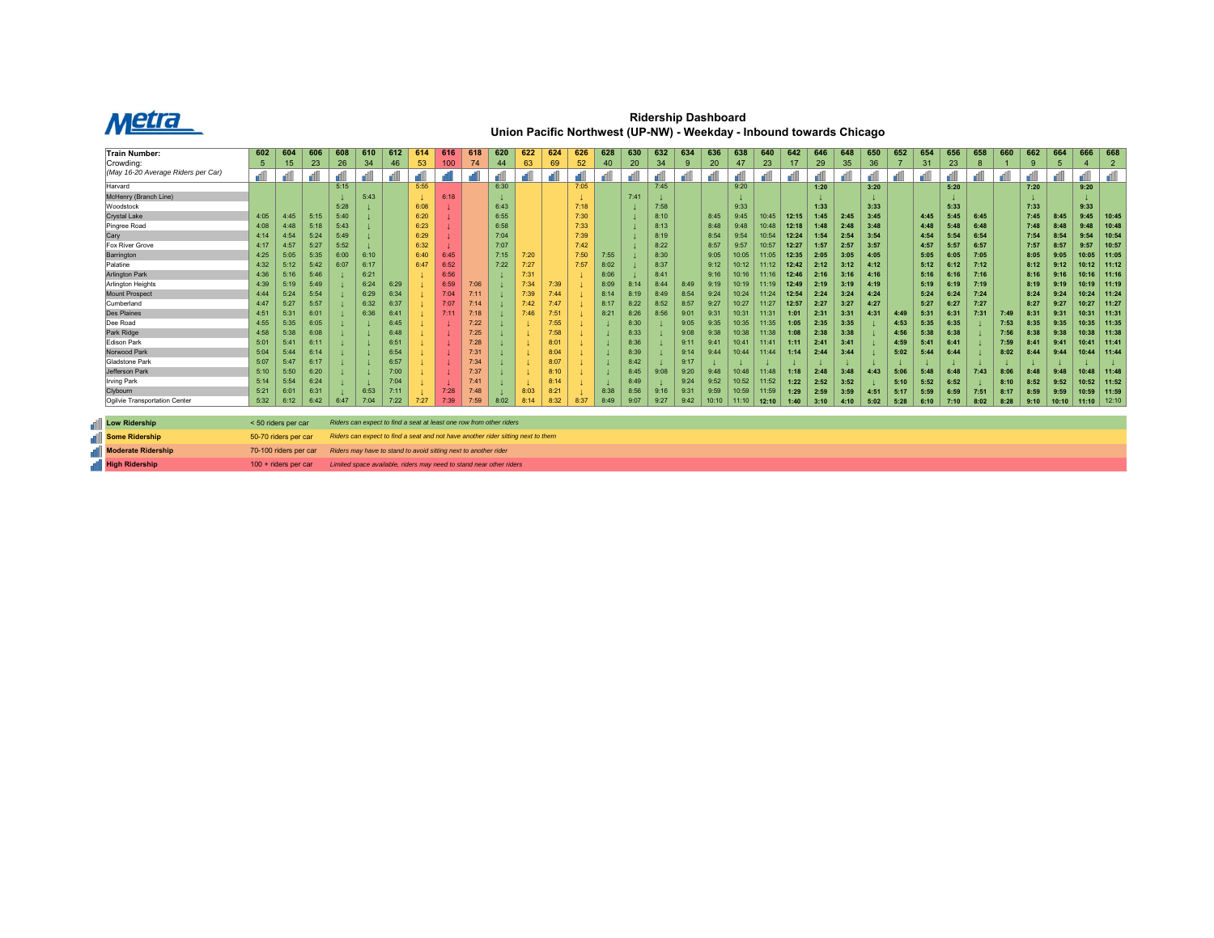# Ridership Dashboard

## Union Pacific Northwest (UP-NW) - Weekday - Inbound towards Chicago

| Train Number: | 602 | 604 | 606 | 608 | 610 | 612 | 614 | 616 | 618 | 620 | 622 | 624 | 626 | 628 | 630 | 632 | 634 | 636 | 638 | 640 | 642 | 646 | 648 | 650 | 652 | 654 | 656 | 658 | 660 | 662 | 664 | 666 | 668 |
|---|---|---|---|---|---|---|---|---|---|---|---|---|---|---|---|---|---|---|---|---|---|---|---|---|---|---|---|---|---|---|---|---|---|
| Crowding: (May 16-20 Average Riders per Car) | 5 | 15 | 23 | 26 | 34 | 46 | 53 | 100 | 74 | 44 | 63 | 69 | 52 | 40 | 20 | 34 | 9 | 20 | 47 | 23 | 17 | 29 | 35 | 36 | 7 | 31 | 23 | 8 | 1 | 9 | 5 | 4 | 2 |
| Harvard | | | | 5:15 | | | 5:55 | | | 6:30 | | | 7:05 | | | 7:45 | | | 9:20 | | | 1:20 | | 3:20 | | | 5:20 | | | 7:20 | | 9:20 | |
| McHenry (Branch Line) | | | | ↓ | 5:43 | | ↓ | 6:18 | | ↓ | | | ↓ | | 7:41 | ↓ | | | ↓ | | | ↓ | | ↓ | | | ↓ | | | ↓ | | ↓ | |
| Woodstock | | | | 5:28 | ↓ | | 6:08 | ↓ | | 6:43 | | | 7:18 | | ↓ | 7:58 | | | 9:33 | | | 1:33 | | 3:33 | | | 5:33 | | | 7:33 | | 9:33 | |
| Crystal Lake | 4:05 | 4:45 | 5:15 | 5:40 | ↓ | | 6:20 | ↓ | | 6:55 | | | 7:30 | | ↓ | 8:10 | | 8:45 | 9:45 | 10:45 | 12:15 | 1:45 | 2:45 | 3:45 | | 4:45 | 5:45 | 6:45 | | 7:45 | 8:45 | 9:45 | 10:45 |
| Pingree Road | 4:08 | 4:48 | 5:18 | 5:43 | ↓ | | 6:23 | ↓ | | 6:58 | | | 7:33 | | ↓ | 8:13 | | 8:48 | 9:48 | 10:48 | 12:18 | 1:48 | 2:48 | 3:48 | | 4:48 | 5:48 | 6:48 | | 7:48 | 8:48 | 9:48 | 10:48 |
| Cary | 4:14 | 4:54 | 5:24 | 5:49 | ↓ | | 6:29 | ↓ | | 7:04 | | | 7:39 | | ↓ | 8:19 | | 8:54 | 9:54 | 10:54 | 12:24 | 1:54 | 2:54 | 3:54 | | 4:54 | 5:54 | 6:54 | | 7:54 | 8:54 | 9:54 | 10:54 |
| Fox River Grove | 4:17 | 4:57 | 5:27 | 5:52 | ↓ | | 6:32 | ↓ | | 7:07 | | | 7:42 | | ↓ | 8:22 | | 8:57 | 9:57 | 10:57 | 12:27 | 1:57 | 2:57 | 3:57 | | 4:57 | 5:57 | 6:57 | | 7:57 | 8:57 | 9:57 | 10:57 |
| Barrington | 4:25 | 5:05 | 5:35 | 6:00 | 6:10 | | 6:40 | 6:45 | | 7:15 | 7:20 | | 7:50 | 7:55 | ↓ | 8:30 | | 9:05 | 10:05 | 11:05 | 12:35 | 2:05 | 3:05 | 4:05 | | 5:05 | 6:05 | 7:05 | | 8:05 | 9:05 | 10:05 | 11:05 |
| Palatine | 4:32 | 5:12 | 5:42 | 6:07 | 6:17 | | 6:47 | 6:52 | | 7:22 | 7:27 | | 7:57 | 8:02 | ↓ | 8:37 | | 9:12 | 10:12 | 11:12 | 12:42 | 2:12 | 3:12 | 4:12 | | 5:12 | 6:12 | 7:12 | | 8:12 | 9:12 | 10:12 | 11:12 |
| Arlington Park | 4:36 | 5:16 | 5:46 | ↓ | 6:21 | | ↓ | 6:56 | | ↓ | 7:31 | | ↓ | 8:06 | ↓ | 8:41 | | 9:16 | 10:16 | 11:16 | 12:46 | 2:16 | 3:16 | 4:16 | | 5:16 | 6:16 | 7:16 | | 8:16 | 9:16 | 10:16 | 11:16 |
| Arlington Heights | 4:39 | 5:19 | 5:49 | ↓ | 6:24 | 6:29 | ↓ | 6:59 | 7:06 | ↓ | 7:34 | 7:39 | ↓ | 8:09 | 8:14 | 8:44 | 8:49 | 9:19 | 10:19 | 11:19 | 12:49 | 2:19 | 3:19 | 4:19 | | 5:19 | 6:19 | 7:19 | | 8:19 | 9:19 | 10:19 | 11:19 |
| Mount Prospect | 4:44 | 5:24 | 5:54 | ↓ | 6:29 | 6:34 | ↓ | 7:04 | 7:11 | ↓ | 7:39 | 7:44 | ↓ | 8:14 | 8:19 | 8:49 | 8:54 | 9:24 | 10:24 | 11:24 | 12:54 | 2:24 | 3:24 | 4:24 | | 5:24 | 6:24 | 7:24 | | 8:24 | 9:24 | 10:24 | 11:24 |
| Cumberland | 4:47 | 5:27 | 5:57 | ↓ | 6:32 | 6:37 | ↓ | 7:07 | 7:14 | ↓ | 7:42 | 7:47 | ↓ | 8:17 | 8:22 | 8:52 | 8:57 | 9:27 | 10:27 | 11:27 | 12:57 | 2:27 | 3:27 | 4:27 | | 5:27 | 6:27 | 7:27 | | 8:27 | 9:27 | 10:27 | 11:27 |
| Des Plaines | 4:51 | 5:31 | 6:01 | ↓ | 6:36 | 6:41 | ↓ | 7:11 | 7:18 | ↓ | 7:46 | 7:51 | ↓ | 8:21 | 8:26 | 8:56 | 9:01 | 9:31 | 10:31 | 11:31 | 1:01 | 2:31 | 3:31 | 4:31 | 4:49 | 5:31 | 6:31 | 7:31 | 7:49 | 8:31 | 9:31 | 10:31 | 11:31 |
| Dee Road | 4:55 | 5:35 | 6:05 | ↓ | ↓ | 6:45 | ↓ | ↓ | 7:22 | ↓ | ↓ | 7:55 | ↓ | ↓ | 8:30 | ↓ | 9:05 | 9:35 | 10:35 | 11:35 | 1:05 | 2:35 | 3:35 | ↓ | 4:53 | 5:35 | 6:35 | ↓ | 7:53 | 8:35 | 9:35 | 10:35 | 11:35 |
| Park Ridge | 4:58 | 5:38 | 6:08 | ↓ | ↓ | 6:48 | ↓ | ↓ | 7:25 | ↓ | ↓ | 7:58 | ↓ | ↓ | 8:33 | ↓ | 9:08 | 9:38 | 10:38 | 11:38 | 1:08 | 2:38 | 3:38 | ↓ | 4:56 | 5:38 | 6:38 | ↓ | 7:56 | 8:38 | 9:38 | 10:38 | 11:38 |
| Edison Park | 5:01 | 5:41 | 6:11 | ↓ | ↓ | 6:51 | ↓ | ↓ | 7:28 | ↓ | ↓ | 8:01 | ↓ | ↓ | 8:36 | ↓ | 9:11 | 9:41 | 10:41 | 11:41 | 1:11 | 2:41 | 3:41 | ↓ | 4:59 | 5:41 | 6:41 | ↓ | 7:59 | 8:41 | 9:41 | 10:41 | 11:41 |
| Norwood Park | 5:04 | 5:44 | 6:14 | ↓ | ↓ | 6:54 | ↓ | ↓ | 7:31 | ↓ | ↓ | 8:04 | ↓ | ↓ | 8:39 | ↓ | 9:14 | 9:44 | 10:44 | 11:44 | 1:14 | 2:44 | 3:44 | ↓ | 5:02 | 5:44 | 6:44 | ↓ | 8:02 | 8:44 | 9:44 | 10:44 | 11:44 |
| Gladstone Park | 5:07 | 5:47 | 6:17 | ↓ | ↓ | 6:57 | ↓ | ↓ | 7:34 | ↓ | ↓ | 8:07 | ↓ | ↓ | 8:42 | ↓ | 9:17 | ↓ | ↓ | ↓ | ↓ | ↓ | ↓ | ↓ | ↓ | ↓ | ↓ | ↓ | ↓ | ↓ | ↓ | ↓ | ↓ |
| Jefferson Park | 5:10 | 5:50 | 6:20 | ↓ | ↓ | 7:00 | ↓ | ↓ | 7:37 | ↓ | ↓ | 8:10 | ↓ | ↓ | 8:45 | 9:08 | 9:20 | 9:48 | 10:48 | 11:48 | 1:18 | 2:48 | 3:48 | 4:43 | 5:06 | 5:48 | 6:48 | 7:43 | 8:06 | 8:48 | 9:48 | 10:48 | 11:48 |
| Irving Park | 5:14 | 5:54 | 6:24 | ↓ | ↓ | 7:04 | ↓ | ↓ | 7:41 | ↓ | ↓ | 8:14 | ↓ | ↓ | 8:49 | ↓ | 9:24 | 9:52 | 10:52 | 11:52 | 1:22 | 2:52 | 3:52 | ↓ | 5:10 | 5:52 | 6:52 | ↓ | 8:10 | 8:52 | 9:52 | 10:52 | 11:52 |
| Clybourn | 5:21 | 6:01 | 6:31 | ↓ | 6:53 | 7:11 | ↓ | 7:28 | 7:48 | ↓ | 8:03 | 8:21 | ↓ | 8:38 | 8:56 | 9:16 | 9:31 | 9:59 | 10:59 | 11:59 | 1:29 | 2:59 | 3:59 | 4:51 | 5:17 | 5:59 | 6:59 | 7:51 | 8:17 | 8:59 | 9:59 | 10:59 | 11:59 |
| Ogilvie Transportation Center | 5:32 | 6:12 | 6:42 | 6:47 | 7:04 | 7:22 | 7:27 | 7:39 | 7:59 | 8:02 | 8:14 | 8:32 | 8:37 | 8:49 | 9:07 | 9:27 | 9:42 | 10:10 | 11:10 | 12:10 | 1:40 | 3:10 | 4:10 | 5:02 | 5:28 | 6:10 | 7:10 | 8:02 | 8:28 | 9:10 | 10:10 | 11:10 | 12:10 |

| | | |
|---|---|---|
| **Low Ridership** | < 50 riders per car | *Riders can expect to find a seat at least one row from other riders* |
| **Some Ridership** | 50-70 riders per car | *Riders can expect to find a seat and not have another rider sitting next to them* |
| **Moderate Ridership** | 70-100 riders per car | *Riders may have to stand to avoid sitting next to another rider* |
| **High Ridership** | 100 + riders per car | *Limited space available, riders may need to stand near other riders* |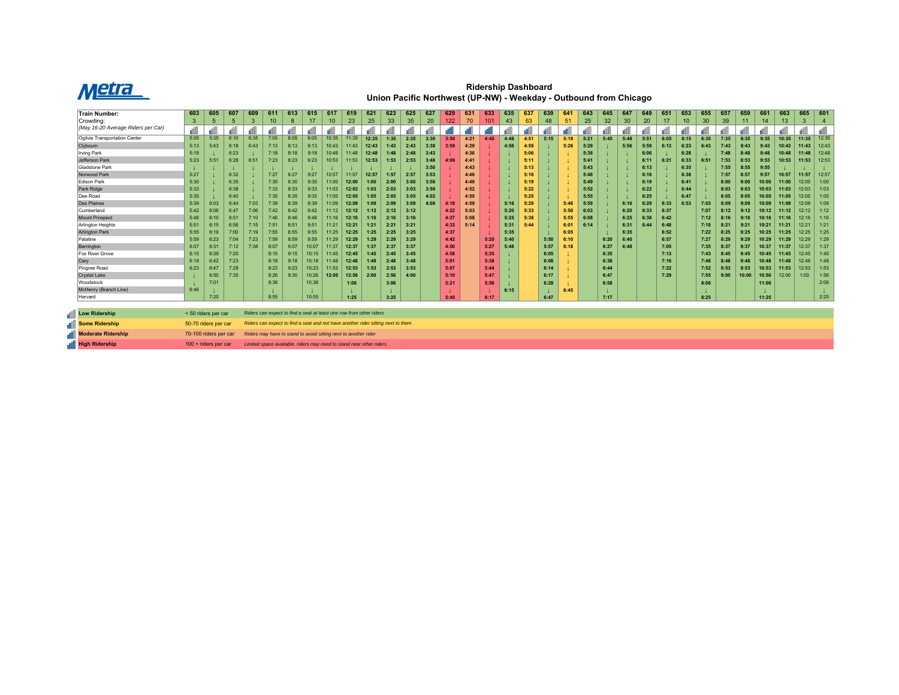# Ridership Dashboard

## Union Pacific Northwest (UP-NW) - Weekday - Outbound from Chicago

| **Train Number:** | 603 | 605 | 607 | 609 | 611 | 613 | 615 | 617 | 619 | 621 | 623 | 625 | 627 | 629 | 631 | 633 | 635 | 637 | 639 | 641 | 643 | 645 | 647 | 649 | 651 | 653 | 655 | 657 | 659 | 661 | 663 | 665 | 601 |
|---|---|---|---|---|---|---|---|---|---|---|---|---|---|---|---|---|---|---|---|---|---|---|---|---|---|---|---|---|---|---|---|---|---|
| Crowding: *(May 16-20 Average Riders per Car)* | 3 | 5 | 5 | 3 | 10 | 8 | 17 | 10 | 23 | 25 | 33 | 35 | 20 | 122 | 70 | 101 | 43 | 63 | 48 | 51 | 25 | 32 | 30 | 20 | 17 | 10 | 30 | 39 | 11 | 14 | 13 | 3 | 4 |
| Ogilvie Transportation Center | 5:05 | 5:35 | 6:10 | 6:35 | 7:05 | 8:05 | 9:05 | 10:35 | 11:35 | 12:35 | 1:35 | 2:35 | 3:30 | 3:50 | 4:21 | 4:45 | 4:48 | 4:51 | 5:15 | 5:18 | 5:21 | 5:45 | 5:48 | 5:51 | 6:05 | 6:15 | 6:35 | 7:35 | 8:35 | 9:35 | 10:35 | 11:35 | 12:35 |
| Clybourn | 5:13 | 5:43 | 6:18 | 6:43 | 7:13 | 8:13 | 9:13 | 10:43 | 11:43 | 12:43 | 1:43 | 2:43 | 3:38 | 3:58 | 4:29 | ↓ | 4:56 | 4:59 | ↓ | 5:26 | 5:29 | ↓ | 5:56 | 5:59 | 6:13 | 6:23 | 6:43 | 7:43 | 8:43 | 9:43 | 10:43 | 11:43 | 12:43 |
| Irving Park | 5:18 | ↓ | 6:23 | ↓ | 7:18 | 8:18 | 9:18 | 10:48 | 11:48 | 12:48 | 1:48 | 2:48 | 3:43 | ↓ | 4:36 | ↓ | ↓ | 5:06 | ↓ | ↓ | 5:36 | ↓ | ↓ | 6:06 | ↓ | 6:28 | ↓ | 7:48 | 8:48 | 9:48 | 10:48 | 11:48 | 12:48 |
| Jefferson Park | 5:23 | 5:51 | 6:28 | 6:51 | 7:23 | 8:23 | 9:23 | 10:53 | 11:53 | 12:53 | 1:53 | 2:53 | 3:48 | 4:06 | 4:41 | ↓ | ↓ | 5:11 | ↓ | ↓ | 5:41 | ↓ | ↓ | 6:11 | 6:21 | 6:33 | 6:51 | 7:53 | 8:53 | 9:53 | 10:53 | 11:53 | 12:53 |
| Gladstone Park | ↓ | ↓ | ↓ | ↓ | ↓ | ↓ | ↓ | ↓ | ↓ | ↓ | ↓ | ↓ | 3:50 | ↓ | 4:43 | ↓ | ↓ | 5:13 | ↓ | ↓ | 5:43 | ↓ | ↓ | 6:13 | ↓ | 6:35 | ↓ | 7:55 | 8:55 | 9:55 | ↓ | ↓ | ↓ |
| Norwood Park | 5:27 | ↓ | 6:32 | ↓ | 7:27 | 8:27 | 9:27 | 10:57 | 11:57 | 12:57 | 1:57 | 2:57 | 3:53 | ↓ | 4:46 | ↓ | ↓ | 5:16 | ↓ | ↓ | 5:46 | ↓ | ↓ | 6:16 | ↓ | 6:38 | ↓ | 7:57 | 8:57 | 9:57 | 10:57 | 11:57 | 12:57 |
| Edison Park | 5:30 | ↓ | 6:35 | ↓ | 7:30 | 8:30 | 9:30 | 11:00 | 12:00 | 1:00 | 2:00 | 3:00 | 3:56 | ↓ | 4:49 | ↓ | ↓ | 5:19 | ↓ | ↓ | 5:49 | ↓ | ↓ | 6:19 | ↓ | 6:41 | ↓ | 8:00 | 9:00 | 10:00 | 11:00 | 12:00 | 1:00 |
| Park Ridge | 5:33 | ↓ | 6:38 | ↓ | 7:33 | 8:33 | 9:33 | 11:03 | 12:03 | 1:03 | 2:03 | 3:03 | 3:59 | ↓ | 4:52 | ↓ | ↓ | 5:22 | ↓ | ↓ | 5:52 | ↓ | ↓ | 6:22 | ↓ | 6:44 | ↓ | 8:03 | 9:03 | 10:03 | 11:03 | 12:03 | 1:03 |
| Dee Road | 5:35 | ↓ | 6:40 | ↓ | 7:35 | 8:35 | 9:35 | 11:05 | 12:05 | 1:05 | 2:05 | 3:05 | 4:02 | ↓ | 4:55 | ↓ | ↓ | 5:25 | ↓ | ↓ | 5:55 | ↓ | ↓ | 6:25 | ↓ | 6:47 | ↓ | 8:05 | 9:05 | 10:05 | 11:05 | 12:05 | 1:05 |
| Des Plaines | 5:39 | 6:03 | 6:44 | 7:03 | 7:39 | 8:39 | 9:39 | 11:09 | 12:09 | 1:09 | 2:09 | 3:09 | 4:08 | 4:18 | 4:59 | ↓ | 5:16 | 5:29 | ↓ | 5:46 | 5:59 | ↓ | 6:16 | 6:29 | 6:33 | 6:53 | 7:03 | 8:09 | 9:09 | 10:09 | 11:09 | 12:09 | 1:09 |
| Cumberland | 5:42 | 6:06 | 6:47 | 7:06 | 7:42 | 8:42 | 9:42 | 11:12 | 12:12 | 1:12 | 2:12 | 3:12 | | 4:22 | 5:03 | ↓ | 5:20 | 5:33 | ↓ | 5:50 | 6:03 | ↓ | 6:20 | 6:33 | 6:37 | | 7:07 | 8:12 | 9:12 | 10:12 | 11:12 | 12:12 | 1:12 |
| Mount Prospect | 5:46 | 6:10 | 6:51 | 7:10 | 7:46 | 8:46 | 9:46 | 11:16 | 12:16 | 1:16 | 2:16 | 3:16 | | 4:27 | 5:08 | ↓ | 5:25 | 5:38 | ↓ | 5:55 | 6:08 | ↓ | 6:25 | 6:38 | 6:42 | | 7:12 | 8:16 | 9:16 | 10:16 | 11:16 | 12:16 | 1:16 |
| Arlington Heights | 5:51 | 6:15 | 6:56 | 7:15 | 7:51 | 8:51 | 9:51 | 11:21 | 12:21 | 1:21 | 2:21 | 3:21 | | 4:33 | 5:14 | ↓ | 5:31 | 5:44 | ↓ | 6:01 | 6:14 | ↓ | 6:31 | 6:44 | 6:48 | | 7:18 | 8:21 | 9:21 | 10:21 | 11:21 | 12:21 | 1:21 |
| Arlington Park | 5:55 | 6:19 | 7:00 | 7:19 | 7:55 | 8:55 | 9:55 | 11:25 | 12:25 | 1:25 | 2:25 | 3:25 | | 4:37 | | ↓ | 5:35 | | ↓ | 6:05 | | ↓ | 6:35 | | 6:52 | | 7:22 | 8:25 | 9:25 | 10:25 | 11:25 | 12:25 | 1:25 |
| Palatine | 5:59 | 6:23 | 7:04 | 7:23 | 7:59 | 8:59 | 9:59 | 11:29 | 12:29 | 1:29 | 2:29 | 3:29 | | 4:42 | | 5:20 | 5:40 | | 5:50 | 6:10 | | 6:20 | 6:40 | | 6:57 | | 7:27 | 8:29 | 9:29 | 10:29 | 11:29 | 12:29 | 1:29 |
| Barrington | 6:07 | 6:31 | 7:12 | 7:38 | 8:07 | 9:07 | 10:07 | 11:37 | 12:37 | 1:37 | 2:37 | 3:37 | | 4:50 | | 5:27 | 5:48 | | 5:57 | 6:18 | | 6:27 | 6:48 | | 7:05 | | 7:35 | 8:37 | 9:37 | 10:37 | 11:37 | 12:37 | 1:37 |
| Fox River Grove | 6:15 | 6:39 | 7:20 | | 8:15 | 9:15 | 10:15 | 11:45 | 12:45 | 1:45 | 2:45 | 3:45 | | 4:58 | | 5:35 | ↓ | | 6:05 | ↓ | | 6:35 | | | 7:13 | | 7:43 | 8:45 | 9:45 | 10:45 | 11:45 | 12:45 | 1:45 |
| Cary | 6:18 | 6:42 | 7:23 | | 8:18 | 9:18 | 10:18 | 11:48 | 12:48 | 1:48 | 2:48 | 3:48 | | 5:01 | | 5:38 | ↓ | | 6:08 | ↓ | | 6:38 | | | 7:16 | | 7:46 | 8:48 | 9:48 | 10:48 | 11:48 | 12:48 | 1:48 |
| Pingree Road | 6:23 | 6:47 | 7:28 | | 8:23 | 9:23 | 10:23 | 11:53 | 12:53 | 1:53 | 2:53 | 3:53 | | 5:07 | | 5:44 | ↓ | | 6:14 | ↓ | | 6:44 | | | 7:22 | | 7:52 | 8:53 | 9:53 | 10:53 | 11:53 | 12:53 | 1:53 |
| Crystal Lake | ↓ | 6:50 | 7:35 | | 8:26 | 9:30 | 10:26 | 12:00 | 12:56 | 2:00 | 2:56 | 4:00 | | 5:10 | | 5:47 | ↓ | | 6:17 | ↓ | | 6:47 | | | 7:29 | | 7:55 | 9:00 | 10:00 | 10:56 | 12:00 | 1:00 | 1:56 |
| Woodstock | ↓ | 7:01 | | | 8:36 | | 10:36 | | 1:06 | | 3:06 | | | 5:21 | | 5:58 | ↓ | | 6:28 | ↓ | | 6:58 | | | | | 8:06 | | | 11:06 | | | 2:06 |
| McHenry (Branch Line) | 6:46 | ↓ | | | ↓ | | ↓ | | ↓ | | ↓ | | | ↓ | | ↓ | 6:15 | | ↓ | 6:45 | | ↓ | | | | | ↓ | | | ↓ | | | ↓ |
| Harvard | | 7:20 | | | 8:55 | | 10:55 | | 1:25 | | 3:25 | | | 5:40 | | 6:17 | | | 6:47 | | | 7:17 | | | | | 8:25 | | | 11:25 | | | 2:25 |

| | | |
|---|---|---|
| **Low Ridership** | < 50 riders per car | *Riders can expect to find a seat at least one row from other riders* |
| **Some Ridership** | 50-70 riders per car | *Riders can expect to find a seat and not have another rider sitting next to them* |
| **Moderate Ridership** | 70-100 riders per car | *Riders may have to stand to avoid sitting next to another rider* |
| **High Ridership** | 100 + riders per car | *Limited space available, riders may need to stand near other riders* |